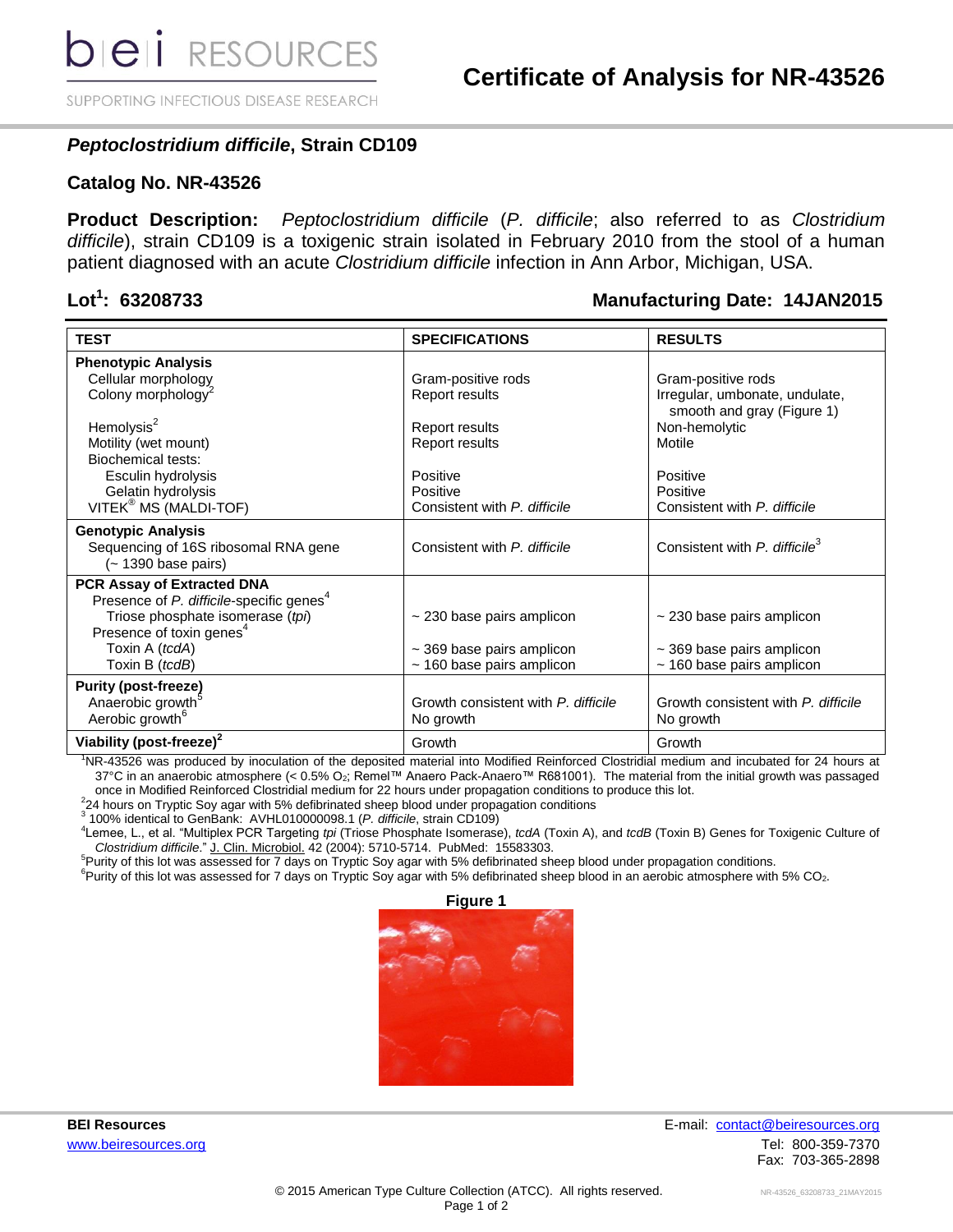# Certificate of Analysis for NR-43526

## *Peptoclostridium difficile*, Strain CD109

### Catalog No. NR-43526

**Product Description:** *Peptoclostridium difficile* (*P. difficile*; also referred to as *Clostridium difficile*), strain CD109 is a toxigenic strain isolated in February 2010 from the stool of a human patient diagnosed with an acute *Clostridium difficile* infection in Ann Arbor, Michigan, USA.

**Lot[1]: 63208733** **Manufacturing Date: 14JAN2015**

| TEST | SPECIFICATIONS | RESULTS |
|---|---|---|
| **Phenotypic Analysis** | | |
| Cellular morphology | Gram-positive rods | Gram-positive rods |
| Colony morphology[2] | Report results | Irregular, umbonate, undulate, smooth and gray (Figure 1) |
| Hemolysis[2] | Report results | Non-hemolytic |
| Motility (wet mount) | Report results | Motile |
| Biochemical tests: | | |
| Esculin hydrolysis | Positive | Positive |
| Gelatin hydrolysis | Positive | Positive |
| VITEK® MS (MALDI-TOF) | Consistent with *P. difficile* | Consistent with *P. difficile* |
| **Genotypic Analysis** | | |
| Sequencing of 16S ribosomal RNA gene (~ 1390 base pairs) | Consistent with *P. difficile* | Consistent with *P. difficile*[3] |
| **PCR Assay of Extracted DNA** | | |
| Presence of *P. difficile*-specific genes[4] | | |
| Triose phosphate isomerase (*tpi*) | ~ 230 base pairs amplicon | ~ 230 base pairs amplicon |
| Presence of toxin genes[4] | | |
| Toxin A (*tcdA*) | ~ 369 base pairs amplicon | ~ 369 base pairs amplicon |
| Toxin B (*tcdB*) | ~ 160 base pairs amplicon | ~ 160 base pairs amplicon |
| **Purity (post-freeze)** | | |
| Anaerobic growth[5] | Growth consistent with *P. difficile* | Growth consistent with *P. difficile* |
| Aerobic growth[6] | No growth | No growth |
| **Viability (post-freeze)[2]** | Growth | Growth |

[1] NR-43526 was produced by inoculation of the deposited material into Modified Reinforced Clostridial medium and incubated for 24 hours at 37°C in an anaerobic atmosphere (< 0.5% $O_2$; Remel™ Anaero Pack-Anaero™ R681001). The material from the initial growth was passaged once in Modified Reinforced Clostridial medium for 22 hours under propagation conditions to produce this lot.

[2] 24 hours on Tryptic Soy agar with 5% defibrinated sheep blood under propagation conditions

[3] 100% identical to GenBank: AVHL010000098.1 (*P. difficile*, strain CD109)

[4] Lemee, L., et al. "Multiplex PCR Targeting *tpi* (Triose Phosphate Isomerase), *tcdA* (Toxin A), and *tcdB* (Toxin B) Genes for Toxigenic Culture of *Clostridium difficile*." J. Clin. Microbiol. 42 (2004): 5710-5714. PubMed: 15583303.

[5] Purity of this lot was assessed for 7 days on Tryptic Soy agar with 5% defibrinated sheep blood under propagation conditions.

[6] Purity of this lot was assessed for 7 days on Tryptic Soy agar with 5% defibrinated sheep blood in an aerobic atmosphere with 5% $CO_2$.

**Figure 1**

**BEI Resources**
www.beiresources.org

E-mail: contact@beiresources.org
Tel: 800-359-7370
Fax: 703-365-2898

© 2015 American Type Culture Collection (ATCC). All rights reserved.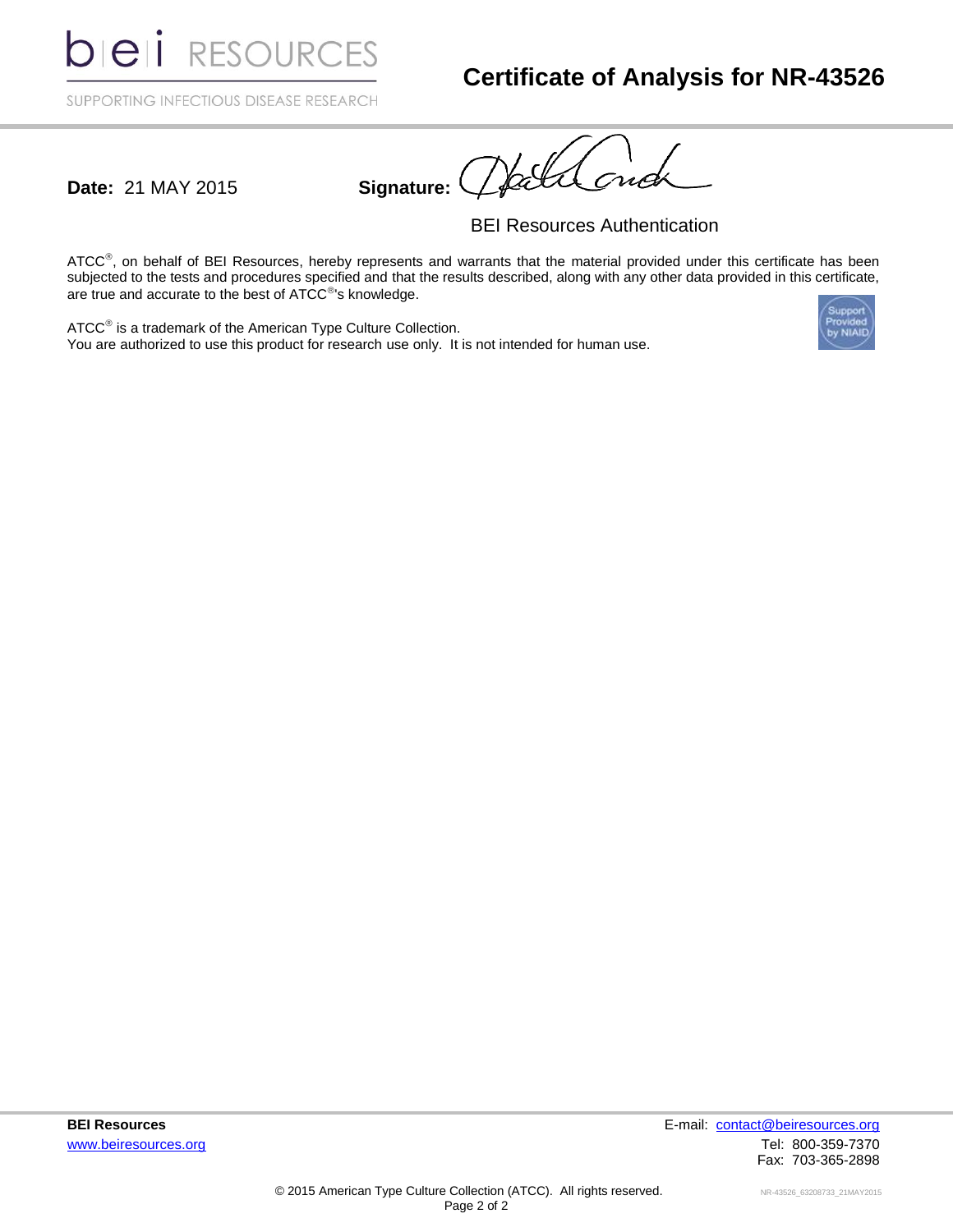# Certificate of Analysis for NR-43526

**Date:** 21 MAY 2015 **Signature:**

BEI Resources Authentication

ATCC®, on behalf of BEI Resources, hereby represents and warrants that the material provided under this certificate has been subjected to the tests and procedures specified and that the results described, along with any other data provided in this certificate, are true and accurate to the best of ATCC®'s knowledge.

ATCC® is a trademark of the American Type Culture Collection.
You are authorized to use this product for research use only. It is not intended for human use.

Support Provided by NIAID

**BEI Resources**
www.beiresources.org

E-mail: contact@beiresources.org
Tel: 800-359-7370
Fax: 703-365-2898

© 2015 American Type Culture Collection (ATCC). All rights reserved.

NR-43526_63208733_21MAY2015